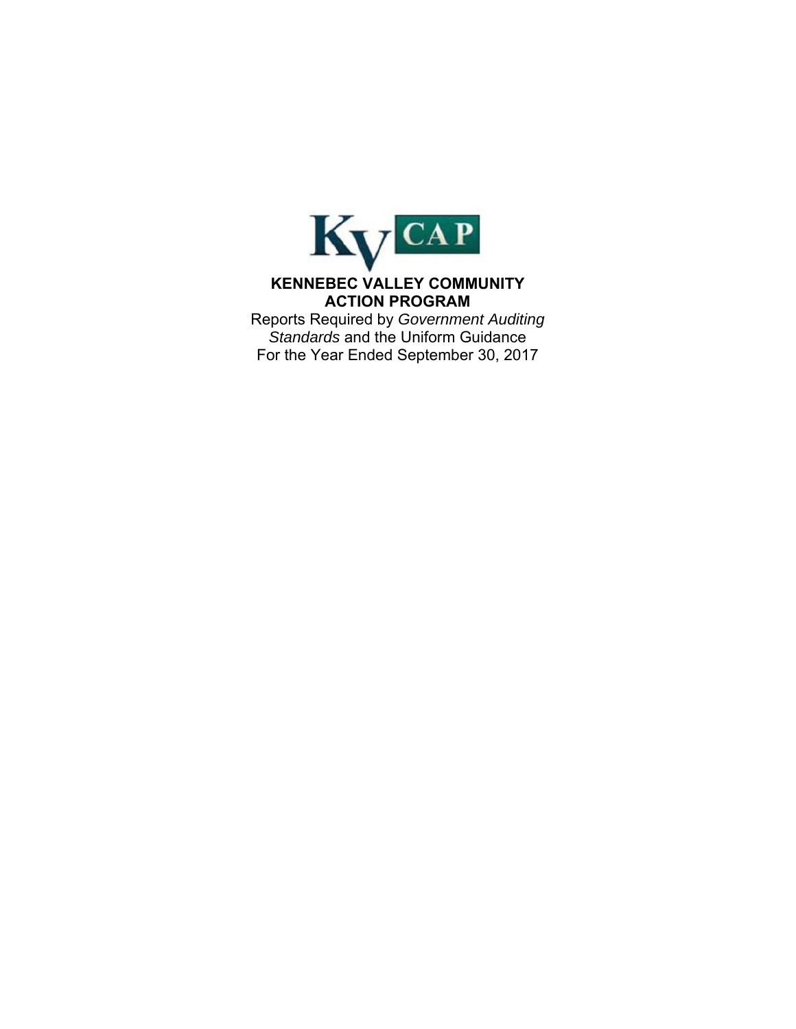KV CAP

# KENNEBEC VALLEY COMMUNITY ACTION PROGRAM

Reports Required by *Government Auditing Standards* and the Uniform Guidance
For the Year Ended September 30, 2017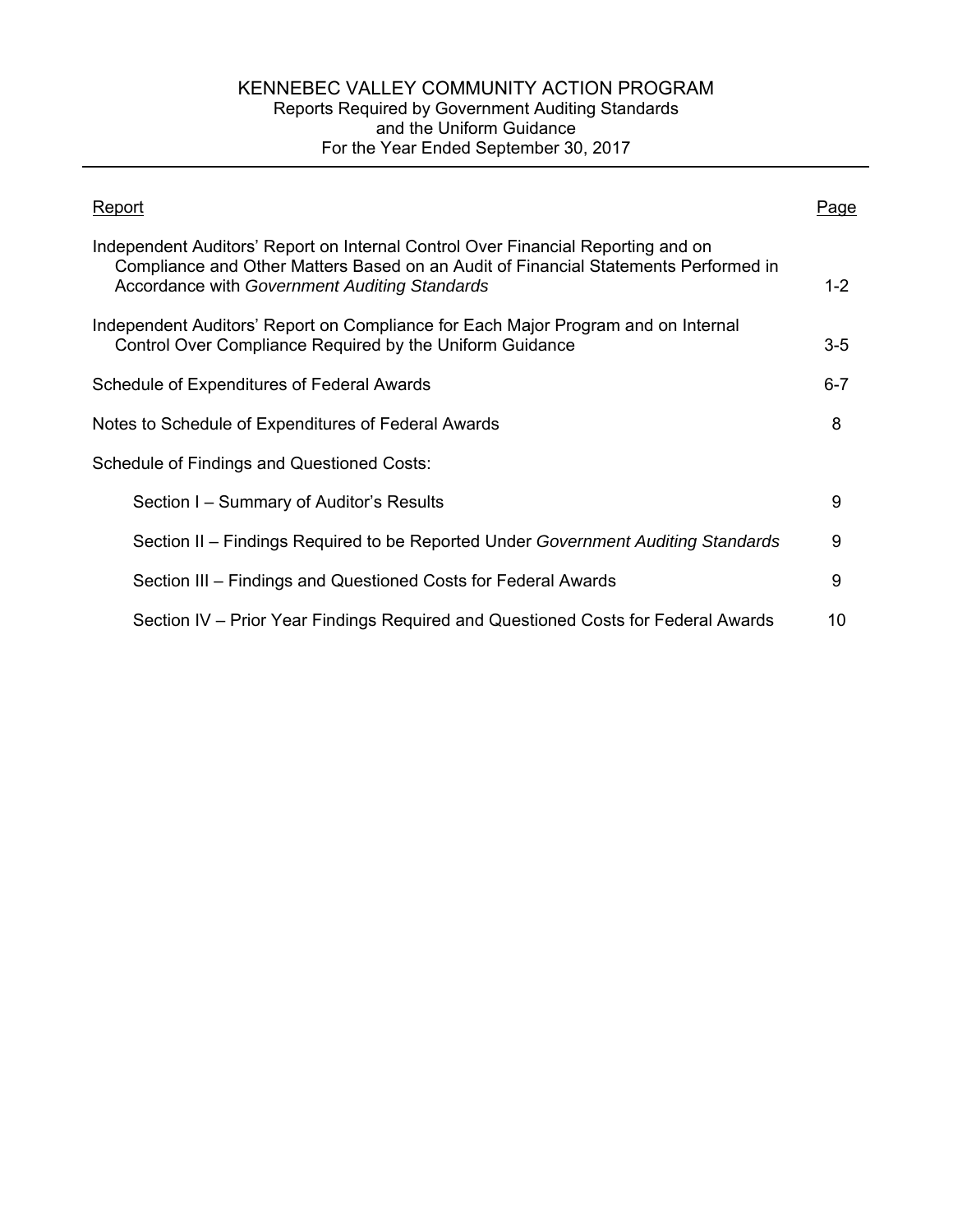# KENNEBEC VALLEY COMMUNITY ACTION PROGRAM

Reports Required by Government Auditing Standards
and the Uniform Guidance
For the Year Ended September 30, 2017

| Report | Page |
|---|---|
| Independent Auditors' Report on Internal Control Over Financial Reporting and on Compliance and Other Matters Based on an Audit of Financial Statements Performed in Accordance with *Government Auditing Standards* | 1-2 |
| Independent Auditors' Report on Compliance for Each Major Program and on Internal Control Over Compliance Required by the Uniform Guidance | 3-5 |
| Schedule of Expenditures of Federal Awards | 6-7 |
| Notes to Schedule of Expenditures of Federal Awards | 8 |
| Schedule of Findings and Questioned Costs: | |
| Section I – Summary of Auditor's Results | 9 |
| Section II – Findings Required to be Reported Under *Government Auditing Standards* | 9 |
| Section III – Findings and Questioned Costs for Federal Awards | 9 |
| Section IV – Prior Year Findings Required and Questioned Costs for Federal Awards | 10 |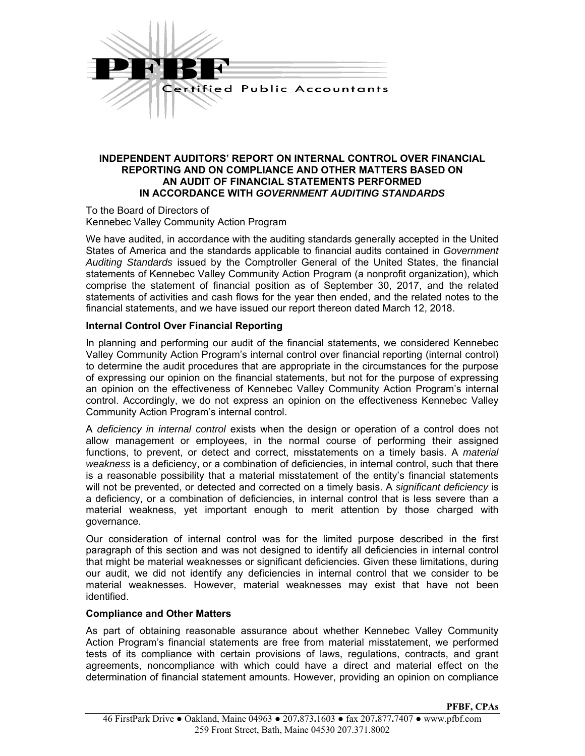PFBF

Certified Public Accountants

## INDEPENDENT AUDITORS' REPORT ON INTERNAL CONTROL OVER FINANCIAL REPORTING AND ON COMPLIANCE AND OTHER MATTERS BASED ON AN AUDIT OF FINANCIAL STATEMENTS PERFORMED IN ACCORDANCE WITH *GOVERNMENT AUDITING STANDARDS*

To the Board of Directors of
Kennebec Valley Community Action Program

We have audited, in accordance with the auditing standards generally accepted in the United States of America and the standards applicable to financial audits contained in *Government Auditing Standards* issued by the Comptroller General of the United States, the financial statements of Kennebec Valley Community Action Program (a nonprofit organization), which comprise the statement of financial position as of September 30, 2017, and the related statements of activities and cash flows for the year then ended, and the related notes to the financial statements, and we have issued our report thereon dated March 12, 2018.

### Internal Control Over Financial Reporting

In planning and performing our audit of the financial statements, we considered Kennebec Valley Community Action Program's internal control over financial reporting (internal control) to determine the audit procedures that are appropriate in the circumstances for the purpose of expressing our opinion on the financial statements, but not for the purpose of expressing an opinion on the effectiveness of Kennebec Valley Community Action Program's internal control. Accordingly, we do not express an opinion on the effectiveness Kennebec Valley Community Action Program's internal control.

A *deficiency in internal control* exists when the design or operation of a control does not allow management or employees, in the normal course of performing their assigned functions, to prevent, or detect and correct, misstatements on a timely basis. A *material weakness* is a deficiency, or a combination of deficiencies, in internal control, such that there is a reasonable possibility that a material misstatement of the entity's financial statements will not be prevented, or detected and corrected on a timely basis. A *significant deficiency* is a deficiency, or a combination of deficiencies, in internal control that is less severe than a material weakness, yet important enough to merit attention by those charged with governance.

Our consideration of internal control was for the limited purpose described in the first paragraph of this section and was not designed to identify all deficiencies in internal control that might be material weaknesses or significant deficiencies. Given these limitations, during our audit, we did not identify any deficiencies in internal control that we consider to be material weaknesses. However, material weaknesses may exist that have not been identified.

### Compliance and Other Matters

As part of obtaining reasonable assurance about whether Kennebec Valley Community Action Program's financial statements are free from material misstatement, we performed tests of its compliance with certain provisions of laws, regulations, contracts, and grant agreements, noncompliance with which could have a direct and material effect on the determination of financial statement amounts. However, providing an opinion on compliance

**PFBF, CPAs**

46 FirstPark Drive ● Oakland, Maine 04963 ● 207.873.1603 ● fax 207.877.7407 ● www.pfbf.com
259 Front Street, Bath, Maine 04530 207.371.8002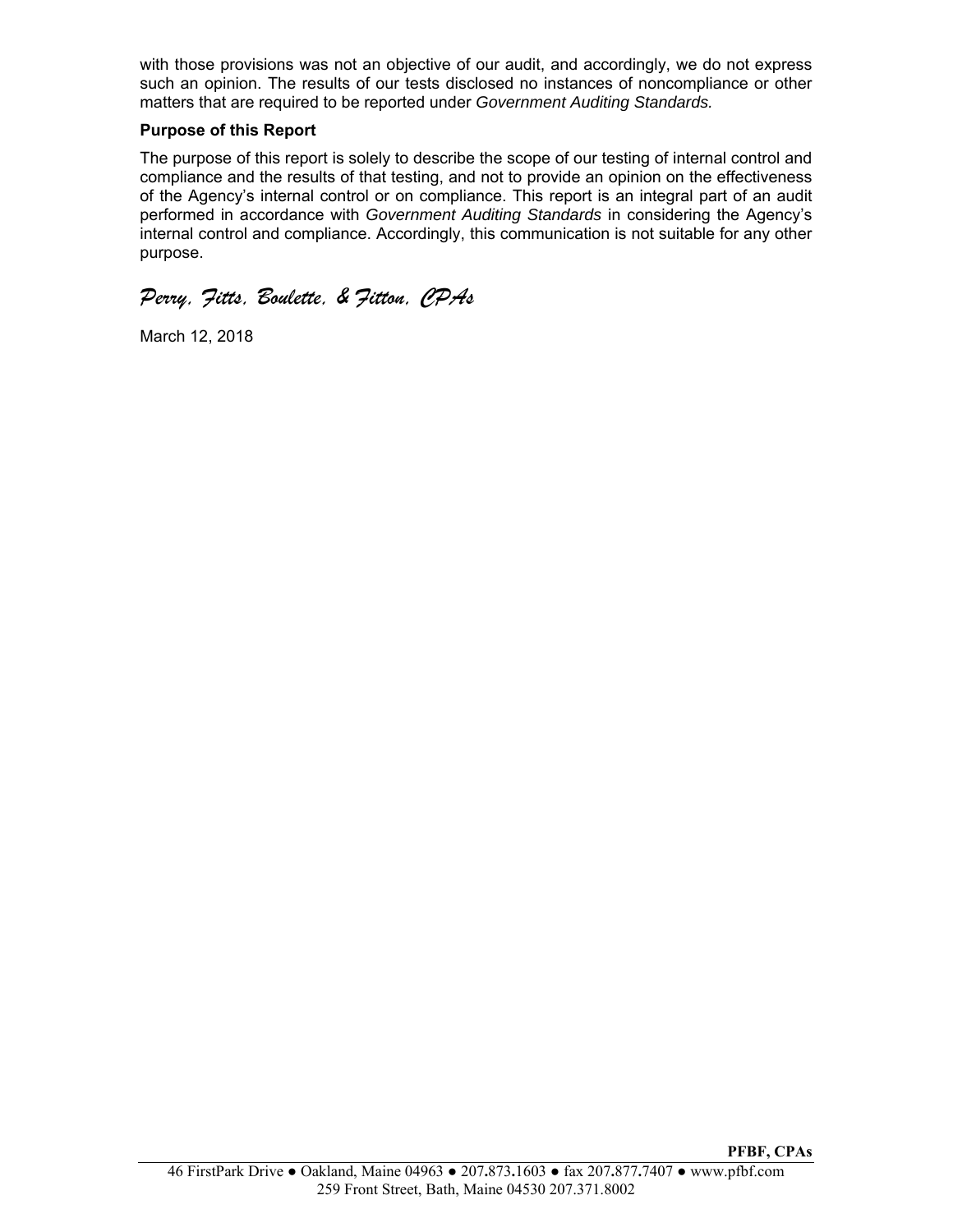with those provisions was not an objective of our audit, and accordingly, we do not express such an opinion. The results of our tests disclosed no instances of noncompliance or other matters that are required to be reported under *Government Auditing Standards.*

**Purpose of this Report**

The purpose of this report is solely to describe the scope of our testing of internal control and compliance and the results of that testing, and not to provide an opinion on the effectiveness of the Agency's internal control or on compliance. This report is an integral part of an audit performed in accordance with *Government Auditing Standards* in considering the Agency's internal control and compliance. Accordingly, this communication is not suitable for any other purpose.

*Perry, Fitts, Boulette, & Fitton, CPAs*

March 12, 2018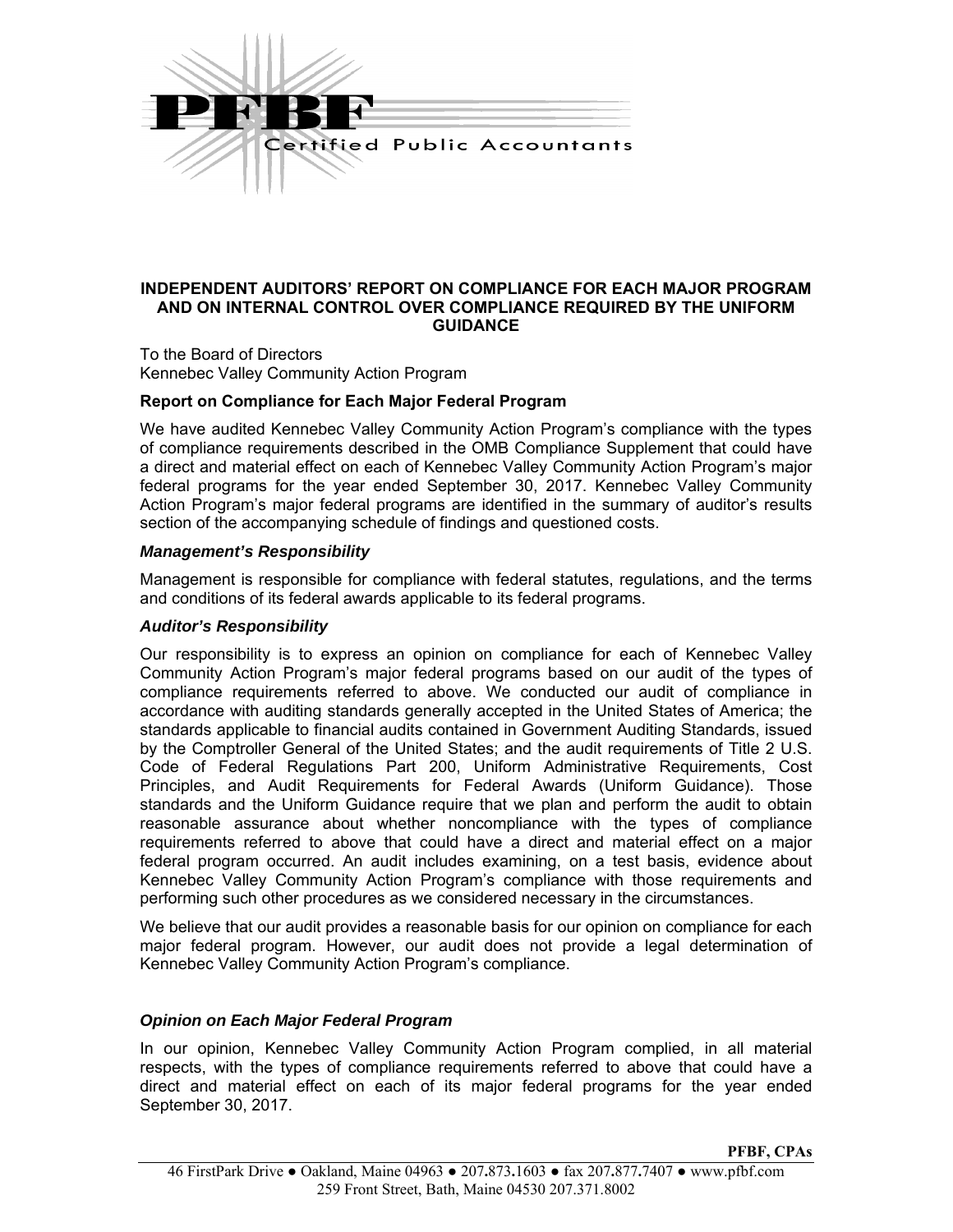**PFBF**

Certified Public Accountants

## INDEPENDENT AUDITORS' REPORT ON COMPLIANCE FOR EACH MAJOR PROGRAM AND ON INTERNAL CONTROL OVER COMPLIANCE REQUIRED BY THE UNIFORM GUIDANCE

To the Board of Directors
Kennebec Valley Community Action Program

### Report on Compliance for Each Major Federal Program

We have audited Kennebec Valley Community Action Program's compliance with the types of compliance requirements described in the OMB Compliance Supplement that could have a direct and material effect on each of Kennebec Valley Community Action Program's major federal programs for the year ended September 30, 2017. Kennebec Valley Community Action Program's major federal programs are identified in the summary of auditor's results section of the accompanying schedule of findings and questioned costs.

#### *Management's Responsibility*

Management is responsible for compliance with federal statutes, regulations, and the terms and conditions of its federal awards applicable to its federal programs.

#### *Auditor's Responsibility*

Our responsibility is to express an opinion on compliance for each of Kennebec Valley Community Action Program's major federal programs based on our audit of the types of compliance requirements referred to above. We conducted our audit of compliance in accordance with auditing standards generally accepted in the United States of America; the standards applicable to financial audits contained in Government Auditing Standards, issued by the Comptroller General of the United States; and the audit requirements of Title 2 U.S. Code of Federal Regulations Part 200, Uniform Administrative Requirements, Cost Principles, and Audit Requirements for Federal Awards (Uniform Guidance). Those standards and the Uniform Guidance require that we plan and perform the audit to obtain reasonable assurance about whether noncompliance with the types of compliance requirements referred to above that could have a direct and material effect on a major federal program occurred. An audit includes examining, on a test basis, evidence about Kennebec Valley Community Action Program's compliance with those requirements and performing such other procedures as we considered necessary in the circumstances.

We believe that our audit provides a reasonable basis for our opinion on compliance for each major federal program. However, our audit does not provide a legal determination of Kennebec Valley Community Action Program's compliance.

#### *Opinion on Each Major Federal Program*

In our opinion, Kennebec Valley Community Action Program complied, in all material respects, with the types of compliance requirements referred to above that could have a direct and material effect on each of its major federal programs for the year ended September 30, 2017.

**PFBF, CPAs**

46 FirstPark Drive ● Oakland, Maine 04963 ● 207.873.1603 ● fax 207.877.7407 ● www.pfbf.com
259 Front Street, Bath, Maine 04530 207.371.8002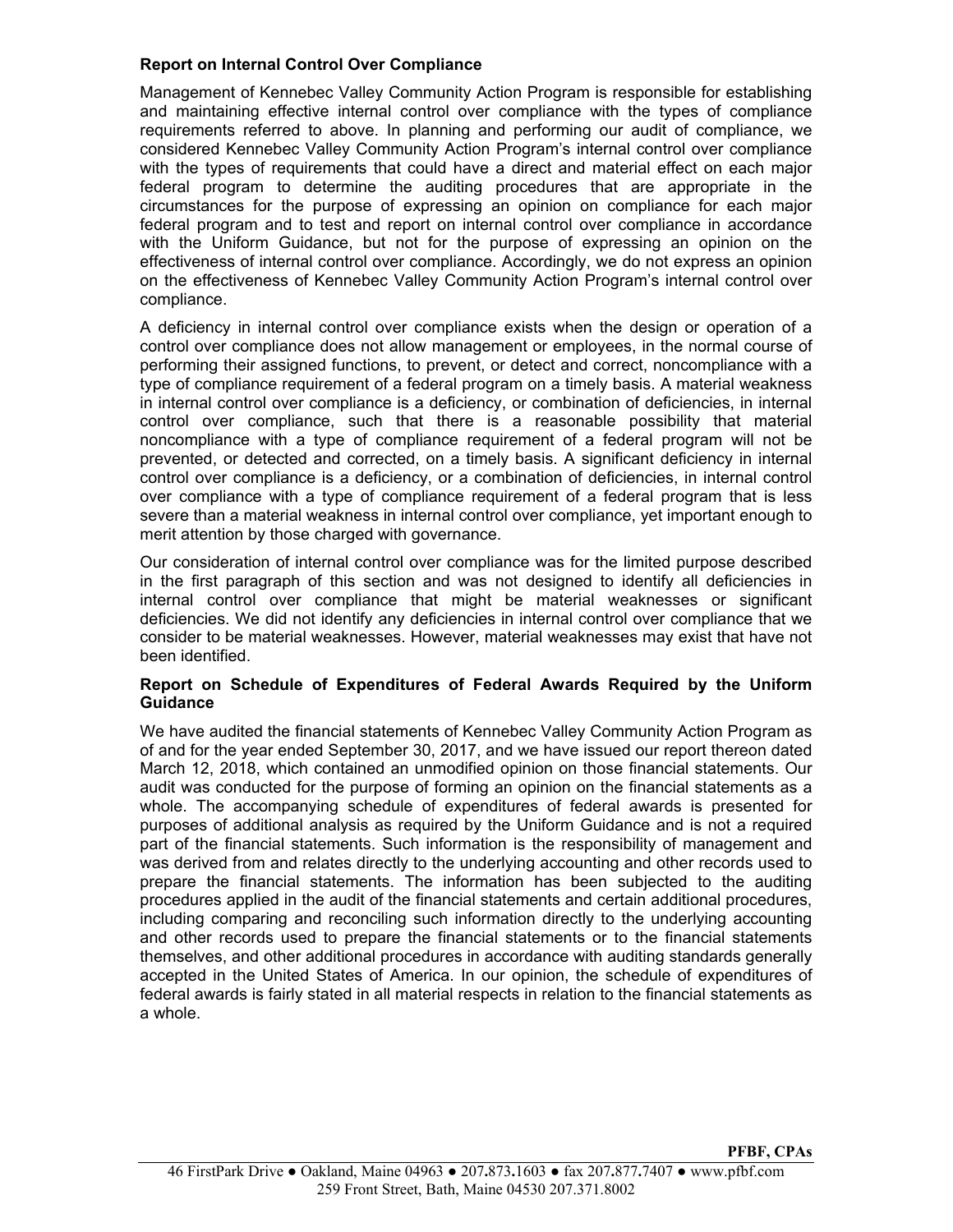### Report on Internal Control Over Compliance

Management of Kennebec Valley Community Action Program is responsible for establishing and maintaining effective internal control over compliance with the types of compliance requirements referred to above. In planning and performing our audit of compliance, we considered Kennebec Valley Community Action Program's internal control over compliance with the types of requirements that could have a direct and material effect on each major federal program to determine the auditing procedures that are appropriate in the circumstances for the purpose of expressing an opinion on compliance for each major federal program and to test and report on internal control over compliance in accordance with the Uniform Guidance, but not for the purpose of expressing an opinion on the effectiveness of internal control over compliance. Accordingly, we do not express an opinion on the effectiveness of Kennebec Valley Community Action Program's internal control over compliance.

A deficiency in internal control over compliance exists when the design or operation of a control over compliance does not allow management or employees, in the normal course of performing their assigned functions, to prevent, or detect and correct, noncompliance with a type of compliance requirement of a federal program on a timely basis. A material weakness in internal control over compliance is a deficiency, or combination of deficiencies, in internal control over compliance, such that there is a reasonable possibility that material noncompliance with a type of compliance requirement of a federal program will not be prevented, or detected and corrected, on a timely basis. A significant deficiency in internal control over compliance is a deficiency, or a combination of deficiencies, in internal control over compliance with a type of compliance requirement of a federal program that is less severe than a material weakness in internal control over compliance, yet important enough to merit attention by those charged with governance.

Our consideration of internal control over compliance was for the limited purpose described in the first paragraph of this section and was not designed to identify all deficiencies in internal control over compliance that might be material weaknesses or significant deficiencies. We did not identify any deficiencies in internal control over compliance that we consider to be material weaknesses. However, material weaknesses may exist that have not been identified.

### Report on Schedule of Expenditures of Federal Awards Required by the Uniform Guidance

We have audited the financial statements of Kennebec Valley Community Action Program as of and for the year ended September 30, 2017, and we have issued our report thereon dated March 12, 2018, which contained an unmodified opinion on those financial statements. Our audit was conducted for the purpose of forming an opinion on the financial statements as a whole. The accompanying schedule of expenditures of federal awards is presented for purposes of additional analysis as required by the Uniform Guidance and is not a required part of the financial statements. Such information is the responsibility of management and was derived from and relates directly to the underlying accounting and other records used to prepare the financial statements. The information has been subjected to the auditing procedures applied in the audit of the financial statements and certain additional procedures, including comparing and reconciling such information directly to the underlying accounting and other records used to prepare the financial statements or to the financial statements themselves, and other additional procedures in accordance with auditing standards generally accepted in the United States of America. In our opinion, the schedule of expenditures of federal awards is fairly stated in all material respects in relation to the financial statements as a whole.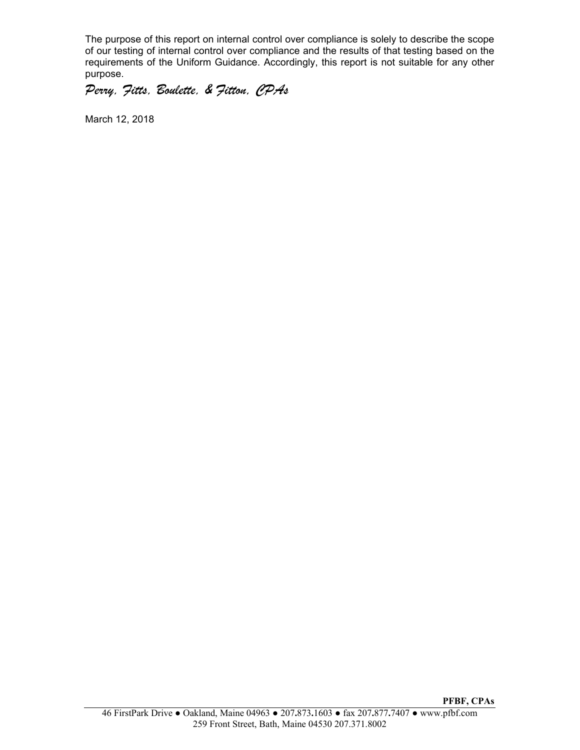The purpose of this report on internal control over compliance is solely to describe the scope of our testing of internal control over compliance and the results of that testing based on the requirements of the Uniform Guidance. Accordingly, this report is not suitable for any other purpose.

*Perry, Fitts, Boulette, & Fitton, CPAs*

March 12, 2018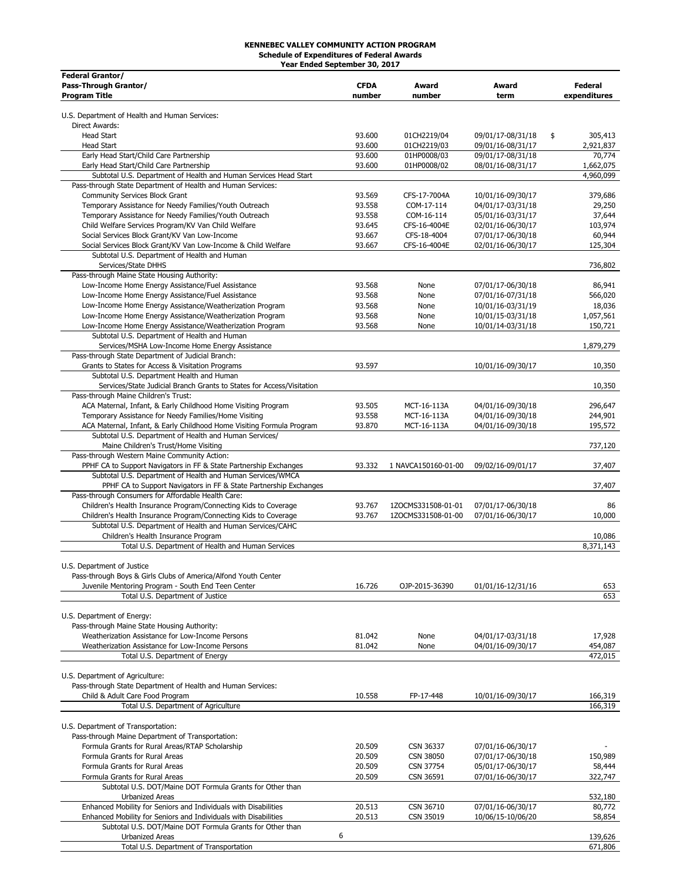**KENNEBEC VALLEY COMMUNITY ACTION PROGRAM**
**Schedule of Expenditures of Federal Awards**
**Year Ended September 30, 2017**

| Federal Grantor/ Pass-Through Grantor/ Program Title | CFDA number | Award number | Award term | Federal expenditures |
|---|---|---|---|---|
| U.S. Department of Health and Human Services: | | | | |
| Direct Awards: | | | | |
| Head Start | 93.600 | 01CH2219/04 | 09/01/17-08/31/18 | $ 305,413 |
| Head Start | 93.600 | 01CH2219/03 | 09/01/16-08/31/17 | 2,921,837 |
| Early Head Start/Child Care Partnership | 93.600 | 01HP0008/03 | 09/01/17-08/31/18 | 70,774 |
| Early Head Start/Child Care Partnership | 93.600 | 01HP0008/02 | 08/01/16-08/31/17 | 1,662,075 |
| Subtotal U.S. Department of Health and Human Services Head Start | | | | 4,960,099 |
| Pass-through State Department of Health and Human Services: | | | | |
| Community Services Block Grant | 93.569 | CFS-17-7004A | 10/01/16-09/30/17 | 379,686 |
| Temporary Assistance for Needy Families/Youth Outreach | 93.558 | COM-17-114 | 04/01/17-03/31/18 | 29,250 |
| Temporary Assistance for Needy Families/Youth Outreach | 93.558 | COM-16-114 | 05/01/16-03/31/17 | 37,644 |
| Child Welfare Services Program/KV Van Child Welfare | 93.645 | CFS-16-4004E | 02/01/16-06/30/17 | 103,974 |
| Social Services Block Grant/KV Van Low-Income | 93.667 | CFS-18-4004 | 07/01/17-06/30/18 | 60,944 |
| Social Services Block Grant/KV Van Low-Income & Child Welfare | 93.667 | CFS-16-4004E | 02/01/16-06/30/17 | 125,304 |
| Subtotal U.S. Department of Health and Human Services/State DHHS | | | | 736,802 |
| Pass-through Maine State Housing Authority: | | | | |
| Low-Income Home Energy Assistance/Fuel Assistance | 93.568 | None | 07/01/17-06/30/18 | 86,941 |
| Low-Income Home Energy Assistance/Fuel Assistance | 93.568 | None | 07/01/16-07/31/18 | 566,020 |
| Low-Income Home Energy Assistance/Weatherization Program | 93.568 | None | 10/01/16-03/31/19 | 18,036 |
| Low-Income Home Energy Assistance/Weatherization Program | 93.568 | None | 10/01/15-03/31/18 | 1,057,561 |
| Low-Income Home Energy Assistance/Weatherization Program | 93.568 | None | 10/01/14-03/31/18 | 150,721 |
| Subtotal U.S. Department of Health and Human Services/MSHA Low-Income Home Energy Assistance | | | | 1,879,279 |
| Pass-through State Department of Judicial Branch: | | | | |
| Grants to States for Access & Visitation Programs | 93.597 | | 10/01/16-09/30/17 | 10,350 |
| Subtotal U.S. Department Health and Human Services/State Judicial Branch Grants to States for Access/Visitation | | | | 10,350 |
| Pass-through Maine Children's Trust: | | | | |
| ACA Maternal, Infant, & Early Childhood Home Visiting Program | 93.505 | MCT-16-113A | 04/01/16-09/30/18 | 296,647 |
| Temporary Assistance for Needy Families/Home Visiting | 93.558 | MCT-16-113A | 04/01/16-09/30/18 | 244,901 |
| ACA Maternal, Infant, & Early Childhood Home Visiting Formula Program | 93.870 | MCT-16-113A | 04/01/16-09/30/18 | 195,572 |
| Subtotal U.S. Department of Health and Human Services/ Maine Children's Trust/Home Visiting | | | | 737,120 |
| Pass-through Western Maine Community Action: | | | | |
| PPHF CA to Support Navigators in FF & State Partnership Exchanges | 93.332 | 1 NAVCA150160-01-00 | 09/02/16-09/01/17 | 37,407 |
| Subtotal U.S. Department of Health and Human Services/WMCA PPHF CA to Support Navigators in FF & State Partnership Exchanges | | | | 37,407 |
| Pass-through Consumers for Affordable Health Care: | | | | |
| Children's Health Insurance Program/Connecting Kids to Coverage | 93.767 | 1ZOCMS331508-01-01 | 07/01/17-06/30/18 | 86 |
| Children's Health Insurance Program/Connecting Kids to Coverage | 93.767 | 1ZOCMS331508-01-00 | 07/01/16-06/30/17 | 10,000 |
| Subtotal U.S. Department of Health and Human Services/CAHC Children's Health Insurance Program | | | | 10,086 |
| Total U.S. Department of Health and Human Services | | | | 8,371,143 |
| U.S. Department of Justice | | | | |
| Pass-through Boys & Girls Clubs of America/Alfond Youth Center | | | | |
| Juvenile Mentoring Program - South End Teen Center | 16.726 | OJP-2015-36390 | 01/01/16-12/31/16 | 653 |
| Total U.S. Department of Justice | | | | 653 |
| U.S. Department of Energy: | | | | |
| Pass-through Maine State Housing Authority: | | | | |
| Weatherization Assistance for Low-Income Persons | 81.042 | None | 04/01/17-03/31/18 | 17,928 |
| Weatherization Assistance for Low-Income Persons | 81.042 | None | 04/01/16-09/30/17 | 454,087 |
| Total U.S. Department of Energy | | | | 472,015 |
| U.S. Department of Agriculture: | | | | |
| Pass-through State Department of Health and Human Services: | | | | |
| Child & Adult Care Food Program | 10.558 | FP-17-448 | 10/01/16-09/30/17 | 166,319 |
| Total U.S. Department of Agriculture | | | | 166,319 |
| U.S. Department of Transportation: | | | | |
| Pass-through Maine Department of Transportation: | | | | |
| Formula Grants for Rural Areas/RTAP Scholarship | 20.509 | CSN 36337 | 07/01/16-06/30/17 | - |
| Formula Grants for Rural Areas | 20.509 | CSN 38050 | 07/01/17-06/30/18 | 150,989 |
| Formula Grants for Rural Areas | 20.509 | CSN 37754 | 05/01/17-06/30/17 | 58,444 |
| Formula Grants for Rural Areas | 20.509 | CSN 36591 | 07/01/16-06/30/17 | 322,747 |
| Subtotal U.S. DOT/Maine DOT Formula Grants for Other than Urbanized Areas | | | | 532,180 |
| Enhanced Mobility for Seniors and Individuals with Disabilities | 20.513 | CSN 36710 | 07/01/16-06/30/17 | 80,772 |
| Enhanced Mobility for Seniors and Individuals with Disabilities | 20.513 | CSN 35019 | 10/06/15-10/06/20 | 58,854 |
| Subtotal U.S. DOT/Maine DOT Formula Grants for Other than Urbanized Areas | | | | 139,626 |
| Total U.S. Department of Transportation | | | | 671,806 |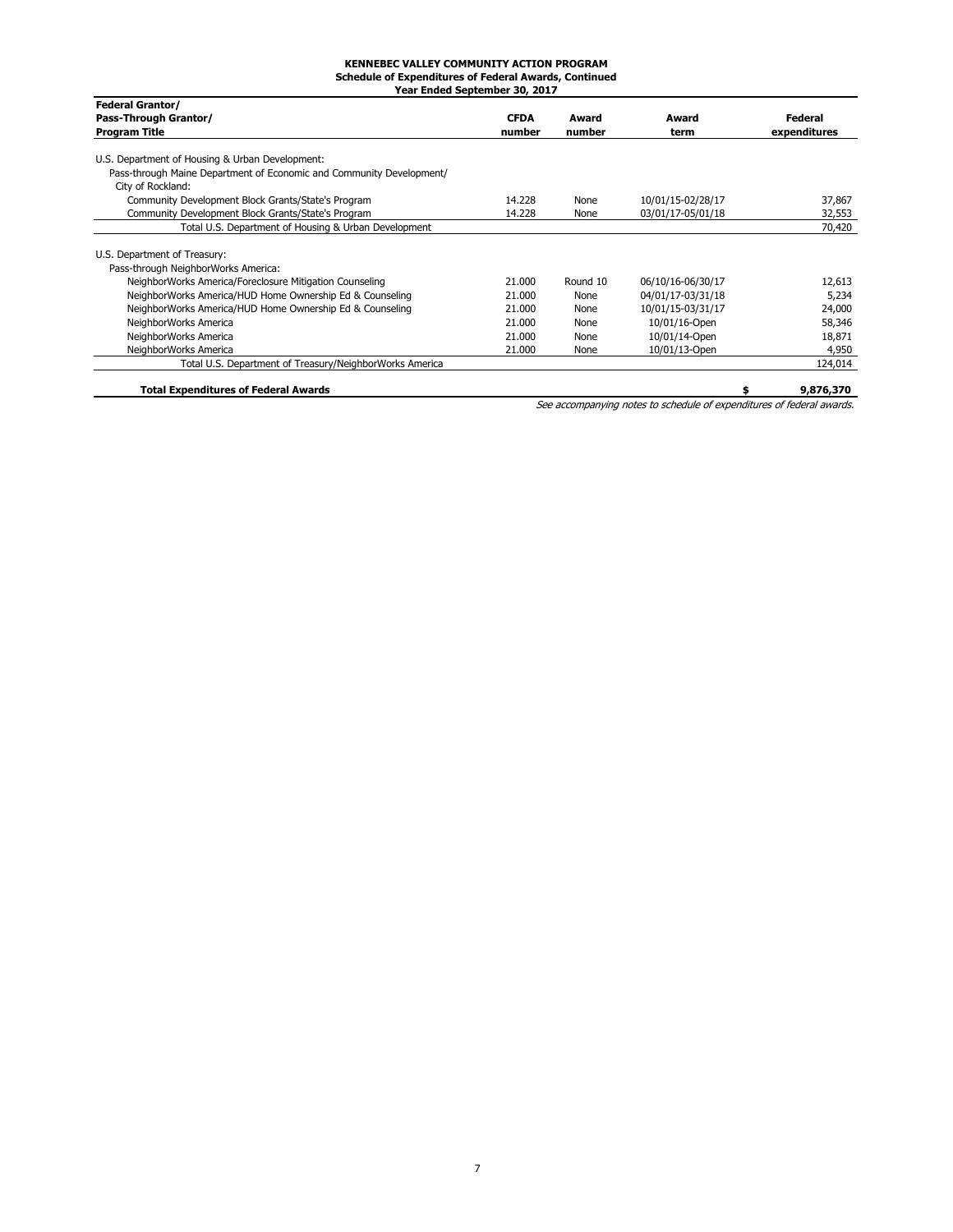**KENNEBEC VALLEY COMMUNITY ACTION PROGRAM**
**Schedule of Expenditures of Federal Awards, Continued**
**Year Ended September 30, 2017**

| Federal Grantor/ Pass-Through Grantor/ Program Title | CFDA number | Award number | Award term | Federal expenditures |
|---|---|---|---|---|
| U.S. Department of Housing & Urban Development: | | | | |
| Pass-through Maine Department of Economic and Community Development/ City of Rockland: | | | | |
| Community Development Block Grants/State's Program | 14.228 | None | 10/01/15-02/28/17 | 37,867 |
| Community Development Block Grants/State's Program | 14.228 | None | 03/01/17-05/01/18 | 32,553 |
| Total U.S. Department of Housing & Urban Development | | | | 70,420 |
| U.S. Department of Treasury: | | | | |
| Pass-through NeighborWorks America: | | | | |
| NeighborWorks America/Foreclosure Mitigation Counseling | 21.000 | Round 10 | 06/10/16-06/30/17 | 12,613 |
| NeighborWorks America/HUD Home Ownership Ed & Counseling | 21.000 | None | 04/01/17-03/31/18 | 5,234 |
| NeighborWorks America/HUD Home Ownership Ed & Counseling | 21.000 | None | 10/01/15-03/31/17 | 24,000 |
| NeighborWorks America | 21.000 | None | 10/01/16-Open | 58,346 |
| NeighborWorks America | 21.000 | None | 10/01/14-Open | 18,871 |
| NeighborWorks America | 21.000 | None | 10/01/13-Open | 4,950 |
| Total U.S. Department of Treasury/NeighborWorks America | | | | 124,014 |
| **Total Expenditures of Federal Awards** | | | | **$ 9,876,370** |

*See accompanying notes to schedule of expenditures of federal awards.*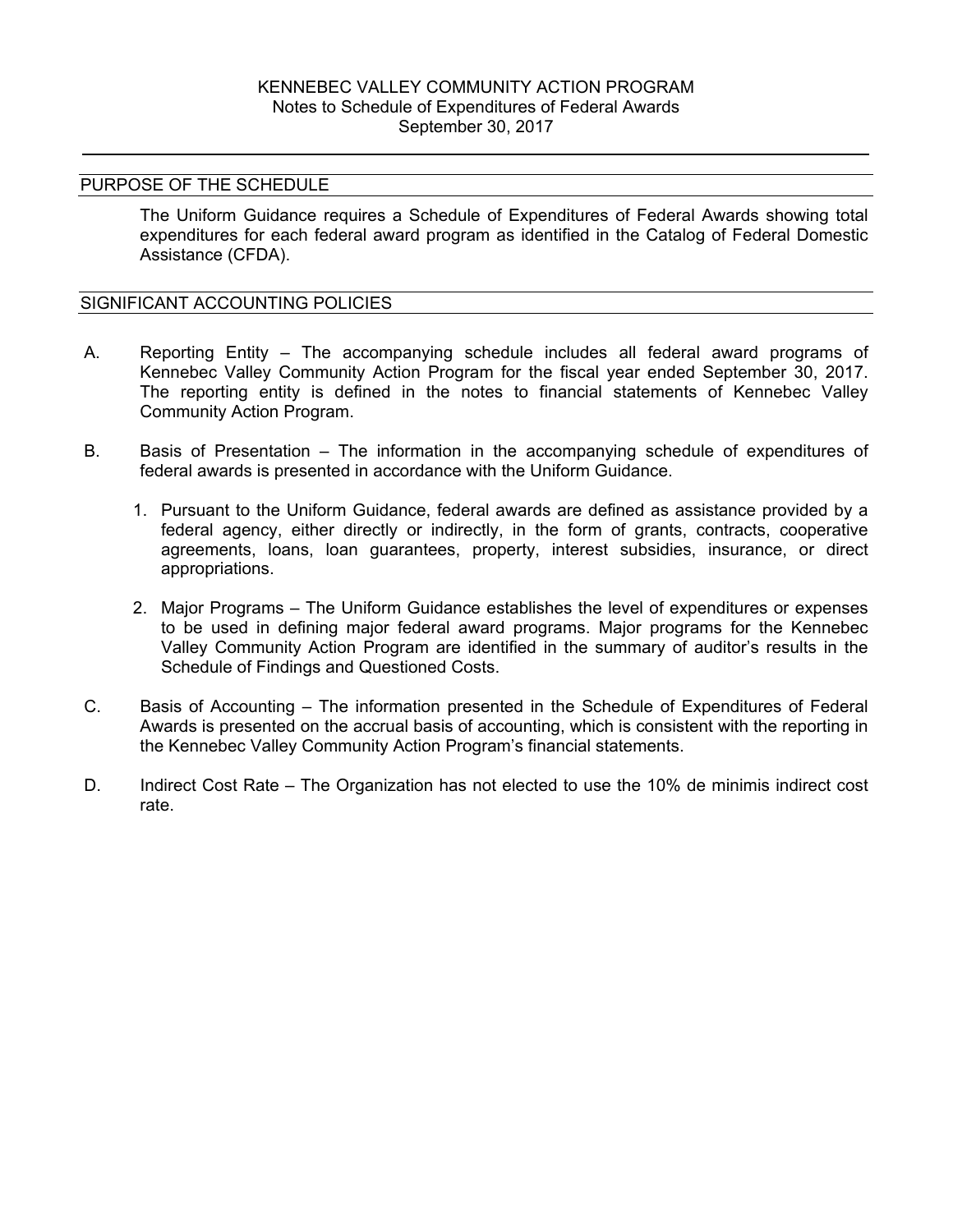# KENNEBEC VALLEY COMMUNITY ACTION PROGRAM
## Notes to Schedule of Expenditures of Federal Awards
## September 30, 2017

### PURPOSE OF THE SCHEDULE

The Uniform Guidance requires a Schedule of Expenditures of Federal Awards showing total expenditures for each federal award program as identified in the Catalog of Federal Domestic Assistance (CFDA).

### SIGNIFICANT ACCOUNTING POLICIES

A. Reporting Entity – The accompanying schedule includes all federal award programs of Kennebec Valley Community Action Program for the fiscal year ended September 30, 2017. The reporting entity is defined in the notes to financial statements of Kennebec Valley Community Action Program.

B. Basis of Presentation – The information in the accompanying schedule of expenditures of federal awards is presented in accordance with the Uniform Guidance.

   1. Pursuant to the Uniform Guidance, federal awards are defined as assistance provided by a federal agency, either directly or indirectly, in the form of grants, contracts, cooperative agreements, loans, loan guarantees, property, interest subsidies, insurance, or direct appropriations.

   2. Major Programs – The Uniform Guidance establishes the level of expenditures or expenses to be used in defining major federal award programs. Major programs for the Kennebec Valley Community Action Program are identified in the summary of auditor's results in the Schedule of Findings and Questioned Costs.

C. Basis of Accounting – The information presented in the Schedule of Expenditures of Federal Awards is presented on the accrual basis of accounting, which is consistent with the reporting in the Kennebec Valley Community Action Program's financial statements.

D. Indirect Cost Rate – The Organization has not elected to use the 10% de minimis indirect cost rate.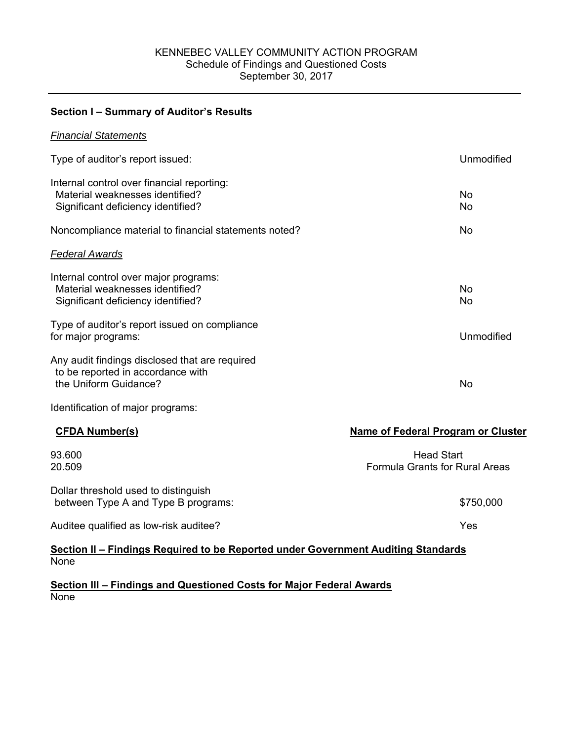# KENNEBEC VALLEY COMMUNITY ACTION PROGRAM

Schedule of Findings and Questioned Costs

September 30, 2017

## Section I – Summary of Auditor's Results

*Financial Statements*

| | |
|---|---|
| Type of auditor's report issued: | Unmodified |
| Internal control over financial reporting: | |
| Material weaknesses identified? | No |
| Significant deficiency identified? | No |
| Noncompliance material to financial statements noted? | No |

*Federal Awards*

| | |
|---|---|
| Internal control over major programs: | |
| Material weaknesses identified? | No |
| Significant deficiency identified? | No |
| Type of auditor's report issued on compliance for major programs: | Unmodified |
| Any audit findings disclosed that are required to be reported in accordance with the Uniform Guidance? | No |

Identification of major programs:

| CFDA Number(s) | Name of Federal Program or Cluster |
|---|---|
| 93.600 | Head Start |
| 20.509 | Formula Grants for Rural Areas |

| | |
|---|---|
| Dollar threshold used to distinguish between Type A and Type B programs: | $750,000 |
| Auditee qualified as low-risk auditee? | Yes |

**Section II – Findings Required to be Reported under Government Auditing Standards**

None

**Section III – Findings and Questioned Costs for Major Federal Awards**

None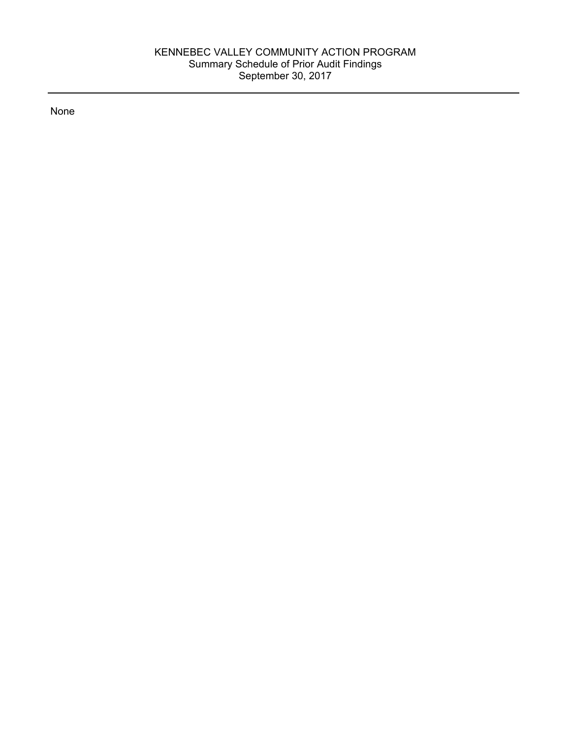# KENNEBEC VALLEY COMMUNITY ACTION PROGRAM

Summary Schedule of Prior Audit Findings

September 30, 2017

---

None